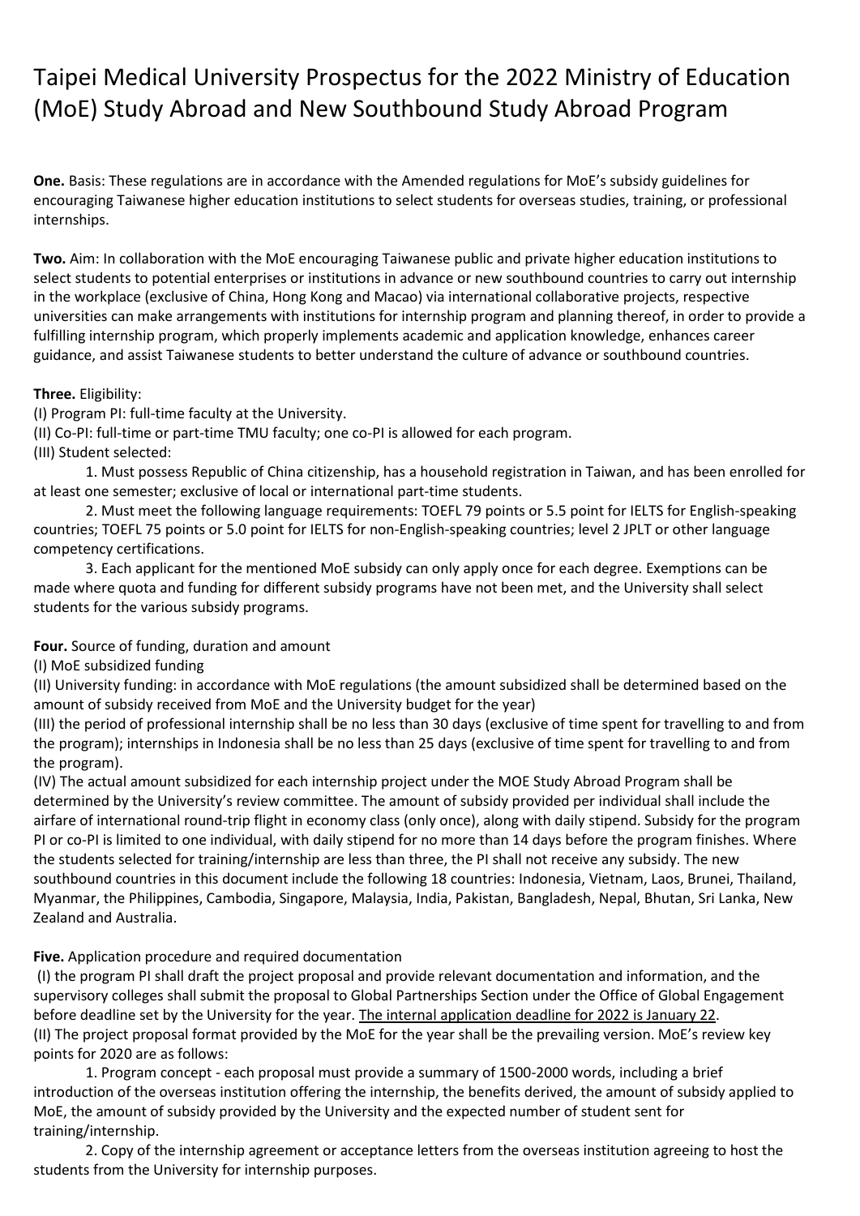# Taipei Medical University Prospectus for the 2022 Ministry of Education (MoE) Study Abroad and New Southbound Study Abroad Program

**One.** Basis: These regulations are in accordance with the Amended regulations for MoE's subsidy guidelines for encouraging Taiwanese higher education institutions to select students for overseas studies, training, or professional internships.

**Two.** Aim: In collaboration with the MoE encouraging Taiwanese public and private higher education institutions to select students to potential enterprises or institutions in advance or new southbound countries to carry out internship in the workplace (exclusive of China, Hong Kong and Macao) via international collaborative projects, respective universities can make arrangements with institutions for internship program and planning thereof, in order to provide a fulfilling internship program, which properly implements academic and application knowledge, enhances career guidance, and assist Taiwanese students to better understand the culture of advance or southbound countries.

**Three.** Eligibility:

(I) Program PI: full-time faculty at the University.

(II) Co-PI: full-time or part-time TMU faculty; one co-PI is allowed for each program.

(III) Student selected:

1. Must possess Republic of China citizenship, has a household registration in Taiwan, and has been enrolled for at least one semester; exclusive of local or international part-time students.
2. Must meet the following language requirements: TOEFL 79 points or 5.5 point for IELTS for English-speaking countries; TOEFL 75 points or 5.0 point for IELTS for non-English-speaking countries; level 2 JPLT or other language competency certifications.
3. Each applicant for the mentioned MoE subsidy can only apply once for each degree. Exemptions can be made where quota and funding for different subsidy programs have not been met, and the University shall select students for the various subsidy programs.

**Four.** Source of funding, duration and amount

(I) MoE subsidized funding

(II) University funding: in accordance with MoE regulations (the amount subsidized shall be determined based on the amount of subsidy received from MoE and the University budget for the year)

(III) the period of professional internship shall be no less than 30 days (exclusive of time spent for travelling to and from the program); internships in Indonesia shall be no less than 25 days (exclusive of time spent for travelling to and from the program).

(IV) The actual amount subsidized for each internship project under the MOE Study Abroad Program shall be determined by the University's review committee. The amount of subsidy provided per individual shall include the airfare of international round-trip flight in economy class (only once), along with daily stipend. Subsidy for the program PI or co-PI is limited to one individual, with daily stipend for no more than 14 days before the program finishes. Where the students selected for training/internship are less than three, the PI shall not receive any subsidy. The new southbound countries in this document include the following 18 countries: Indonesia, Vietnam, Laos, Brunei, Thailand, Myanmar, the Philippines, Cambodia, Singapore, Malaysia, India, Pakistan, Bangladesh, Nepal, Bhutan, Sri Lanka, New Zealand and Australia.

**Five.** Application procedure and required documentation

(I) the program PI shall draft the project proposal and provide relevant documentation and information, and the supervisory colleges shall submit the proposal to Global Partnerships Section under the Office of Global Engagement before deadline set by the University for the year. <u>The internal application deadline for 2022 is January 22</u>.

(II) The project proposal format provided by the MoE for the year shall be the prevailing version. MoE's review key points for 2020 are as follows:

1. Program concept - each proposal must provide a summary of 1500-2000 words, including a brief introduction of the overseas institution offering the internship, the benefits derived, the amount of subsidy applied to MoE, the amount of subsidy provided by the University and the expected number of student sent for training/internship.
2. Copy of the internship agreement or acceptance letters from the overseas institution agreeing to host the students from the University for internship purposes.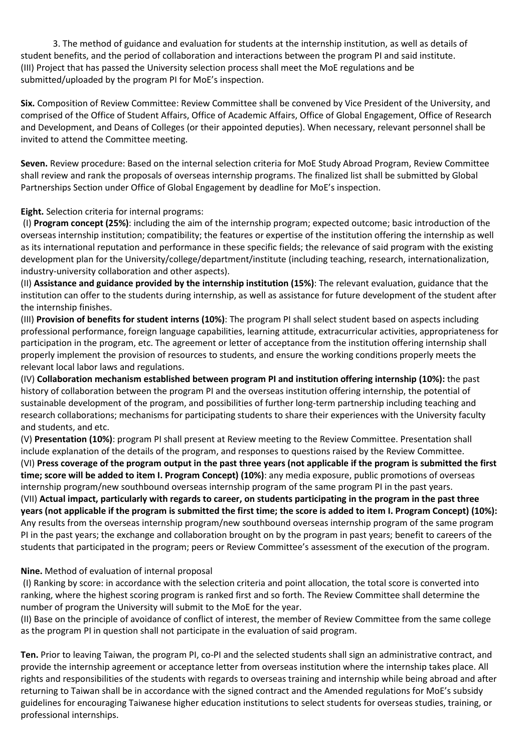3. The method of guidance and evaluation for students at the internship institution, as well as details of student benefits, and the period of collaboration and interactions between the program PI and said institute.

(III) Project that has passed the University selection process shall meet the MoE regulations and be submitted/uploaded by the program PI for MoE's inspection.

**Six.** Composition of Review Committee: Review Committee shall be convened by Vice President of the University, and comprised of the Office of Student Affairs, Office of Academic Affairs, Office of Global Engagement, Office of Research and Development, and Deans of Colleges (or their appointed deputies). When necessary, relevant personnel shall be invited to attend the Committee meeting.

**Seven.** Review procedure: Based on the internal selection criteria for MoE Study Abroad Program, Review Committee shall review and rank the proposals of overseas internship programs. The finalized list shall be submitted by Global Partnerships Section under Office of Global Engagement by deadline for MoE's inspection.

**Eight.** Selection criteria for internal programs:

(I) **Program concept (25%)**: including the aim of the internship program; expected outcome; basic introduction of the overseas internship institution; compatibility; the features or expertise of the institution offering the internship as well as its international reputation and performance in these specific fields; the relevance of said program with the existing development plan for the University/college/department/institute (including teaching, research, internationalization, industry-university collaboration and other aspects).

(II) **Assistance and guidance provided by the internship institution (15%)**: The relevant evaluation, guidance that the institution can offer to the students during internship, as well as assistance for future development of the student after the internship finishes.

(III) **Provision of benefits for student interns (10%)**: The program PI shall select student based on aspects including professional performance, foreign language capabilities, learning attitude, extracurricular activities, appropriateness for participation in the program, etc. The agreement or letter of acceptance from the institution offering internship shall properly implement the provision of resources to students, and ensure the working conditions properly meets the relevant local labor laws and regulations.

(IV) **Collaboration mechanism established between program PI and institution offering internship (10%):** the past history of collaboration between the program PI and the overseas institution offering internship, the potential of sustainable development of the program, and possibilities of further long-term partnership including teaching and research collaborations; mechanisms for participating students to share their experiences with the University faculty and students, and etc.

(V) **Presentation (10%)**: program PI shall present at Review meeting to the Review Committee. Presentation shall include explanation of the details of the program, and responses to questions raised by the Review Committee.

(VI) **Press coverage of the program output in the past three years (not applicable if the program is submitted the first time; score will be added to item I. Program Concept) (10%)**: any media exposure, public promotions of overseas internship program/new southbound overseas internship program of the same program PI in the past years.

(VII) **Actual impact, particularly with regards to career, on students participating in the program in the past three years (not applicable if the program is submitted the first time; the score is added to item I. Program Concept) (10%):** Any results from the overseas internship program/new southbound overseas internship program of the same program PI in the past years; the exchange and collaboration brought on by the program in past years; benefit to careers of the students that participated in the program; peers or Review Committee's assessment of the execution of the program.

**Nine.** Method of evaluation of internal proposal

(I) Ranking by score: in accordance with the selection criteria and point allocation, the total score is converted into ranking, where the highest scoring program is ranked first and so forth. The Review Committee shall determine the number of program the University will submit to the MoE for the year.

(II) Base on the principle of avoidance of conflict of interest, the member of Review Committee from the same college as the program PI in question shall not participate in the evaluation of said program.

**Ten.** Prior to leaving Taiwan, the program PI, co-PI and the selected students shall sign an administrative contract, and provide the internship agreement or acceptance letter from overseas institution where the internship takes place. All rights and responsibilities of the students with regards to overseas training and internship while being abroad and after returning to Taiwan shall be in accordance with the signed contract and the Amended regulations for MoE's subsidy guidelines for encouraging Taiwanese higher education institutions to select students for overseas studies, training, or professional internships.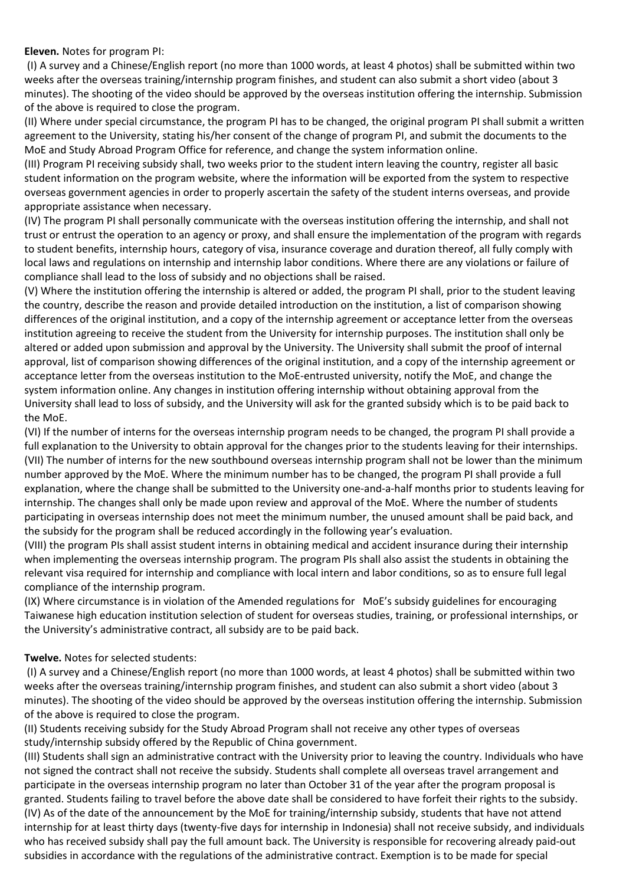**Eleven.** Notes for program PI:

(I) A survey and a Chinese/English report (no more than 1000 words, at least 4 photos) shall be submitted within two weeks after the overseas training/internship program finishes, and student can also submit a short video (about 3 minutes). The shooting of the video should be approved by the overseas institution offering the internship. Submission of the above is required to close the program.

(II) Where under special circumstance, the program PI has to be changed, the original program PI shall submit a written agreement to the University, stating his/her consent of the change of program PI, and submit the documents to the MoE and Study Abroad Program Office for reference, and change the system information online.

(III) Program PI receiving subsidy shall, two weeks prior to the student intern leaving the country, register all basic student information on the program website, where the information will be exported from the system to respective overseas government agencies in order to properly ascertain the safety of the student interns overseas, and provide appropriate assistance when necessary.

(IV) The program PI shall personally communicate with the overseas institution offering the internship, and shall not trust or entrust the operation to an agency or proxy, and shall ensure the implementation of the program with regards to student benefits, internship hours, category of visa, insurance coverage and duration thereof, all fully comply with local laws and regulations on internship and internship labor conditions. Where there are any violations or failure of compliance shall lead to the loss of subsidy and no objections shall be raised.

(V) Where the institution offering the internship is altered or added, the program PI shall, prior to the student leaving the country, describe the reason and provide detailed introduction on the institution, a list of comparison showing differences of the original institution, and a copy of the internship agreement or acceptance letter from the overseas institution agreeing to receive the student from the University for internship purposes. The institution shall only be altered or added upon submission and approval by the University. The University shall submit the proof of internal approval, list of comparison showing differences of the original institution, and a copy of the internship agreement or acceptance letter from the overseas institution to the MoE-entrusted university, notify the MoE, and change the system information online. Any changes in institution offering internship without obtaining approval from the University shall lead to loss of subsidy, and the University will ask for the granted subsidy which is to be paid back to the MoE.

(VI) If the number of interns for the overseas internship program needs to be changed, the program PI shall provide a full explanation to the University to obtain approval for the changes prior to the students leaving for their internships.

(VII) The number of interns for the new southbound overseas internship program shall not be lower than the minimum number approved by the MoE. Where the minimum number has to be changed, the program PI shall provide a full explanation, where the change shall be submitted to the University one-and-a-half months prior to students leaving for internship. The changes shall only be made upon review and approval of the MoE. Where the number of students participating in overseas internship does not meet the minimum number, the unused amount shall be paid back, and the subsidy for the program shall be reduced accordingly in the following year's evaluation.

(VIII) the program PIs shall assist student interns in obtaining medical and accident insurance during their internship when implementing the overseas internship program. The program PIs shall also assist the students in obtaining the relevant visa required for internship and compliance with local intern and labor conditions, so as to ensure full legal compliance of the internship program.

(IX) Where circumstance is in violation of the Amended regulations for MoE's subsidy guidelines for encouraging Taiwanese high education institution selection of student for overseas studies, training, or professional internships, or the University's administrative contract, all subsidy are to be paid back.

**Twelve.** Notes for selected students:

(I) A survey and a Chinese/English report (no more than 1000 words, at least 4 photos) shall be submitted within two weeks after the overseas training/internship program finishes, and student can also submit a short video (about 3 minutes). The shooting of the video should be approved by the overseas institution offering the internship. Submission of the above is required to close the program.

(II) Students receiving subsidy for the Study Abroad Program shall not receive any other types of overseas study/internship subsidy offered by the Republic of China government.

(III) Students shall sign an administrative contract with the University prior to leaving the country. Individuals who have not signed the contract shall not receive the subsidy. Students shall complete all overseas travel arrangement and participate in the overseas internship program no later than October 31 of the year after the program proposal is granted. Students failing to travel before the above date shall be considered to have forfeit their rights to the subsidy.

(IV) As of the date of the announcement by the MoE for training/internship subsidy, students that have not attend internship for at least thirty days (twenty-five days for internship in Indonesia) shall not receive subsidy, and individuals who has received subsidy shall pay the full amount back. The University is responsible for recovering already paid-out subsidies in accordance with the regulations of the administrative contract. Exemption is to be made for special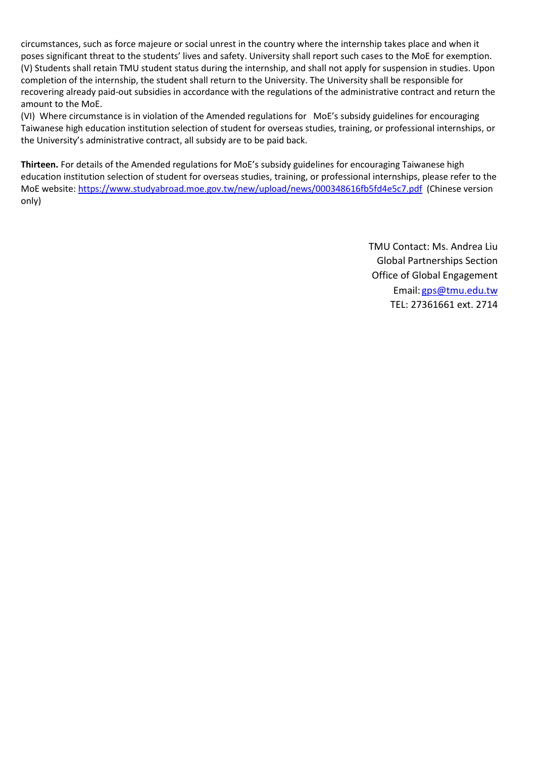circumstances, such as force majeure or social unrest in the country where the internship takes place and when it poses significant threat to the students' lives and safety. University shall report such cases to the MoE for exemption.

(V) Students shall retain TMU student status during the internship, and shall not apply for suspension in studies. Upon completion of the internship, the student shall return to the University. The University shall be responsible for recovering already paid-out subsidies in accordance with the regulations of the administrative contract and return the amount to the MoE.

(VI) Where circumstance is in violation of the Amended regulations for MoE's subsidy guidelines for encouraging Taiwanese high education institution selection of student for overseas studies, training, or professional internships, or the University's administrative contract, all subsidy are to be paid back.

**Thirteen.** For details of the Amended regulations for MoE's subsidy guidelines for encouraging Taiwanese high education institution selection of student for overseas studies, training, or professional internships, please refer to the MoE website: https://www.studyabroad.moe.gov.tw/new/upload/news/000348616fb5fd4e5c7.pdf (Chinese version only)

TMU Contact: Ms. Andrea Liu
Global Partnerships Section
Office of Global Engagement
Email: gps@tmu.edu.tw
TEL: 27361661 ext. 2714